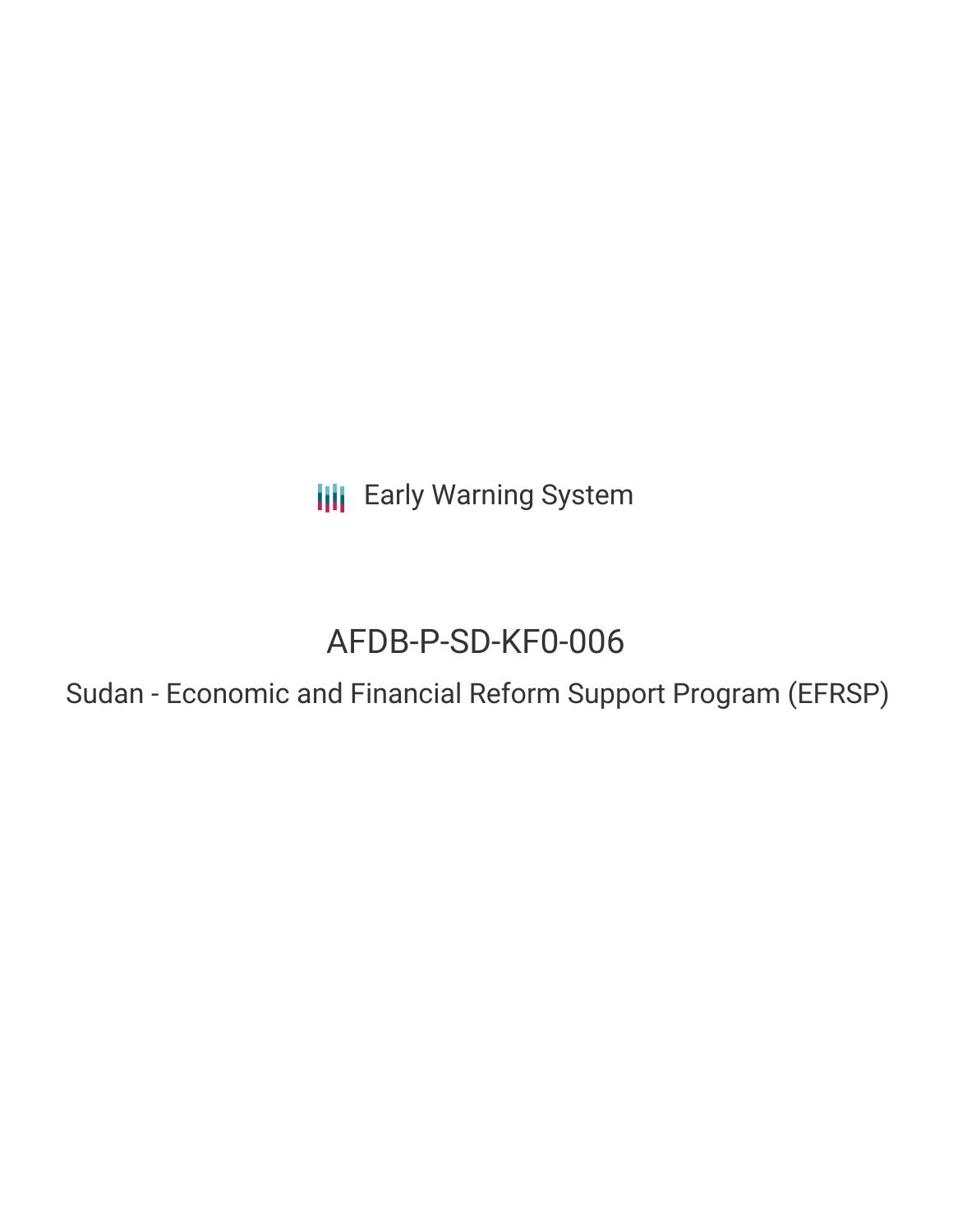Early Warning System

# AFDB-P-SD-KF0-006

## Sudan - Economic and Financial Reform Support Program (EFRSP)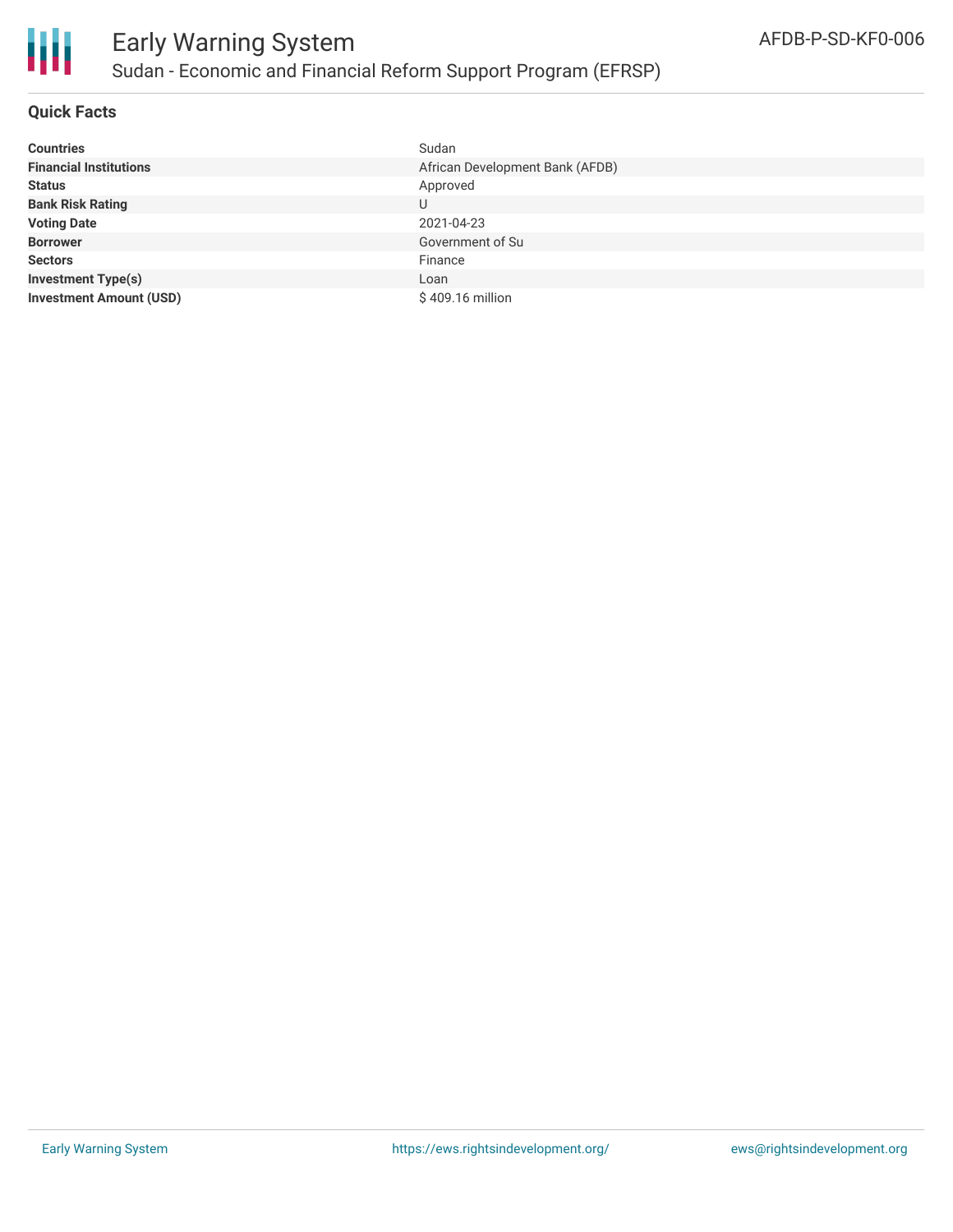# Early Warning System

## Sudan - Economic and Financial Reform Support Program (EFRSP)

AFDB-P-SD-KF0-006

### Quick Facts

| | |
|---|---|
| **Countries** | Sudan |
| **Financial Institutions** | African Development Bank (AFDB) |
| **Status** | Approved |
| **Bank Risk Rating** | U |
| **Voting Date** | 2021-04-23 |
| **Borrower** | Government of Su |
| **Sectors** | Finance |
| **Investment Type(s)** | Loan |
| **Investment Amount (USD)** | $ 409.16 million |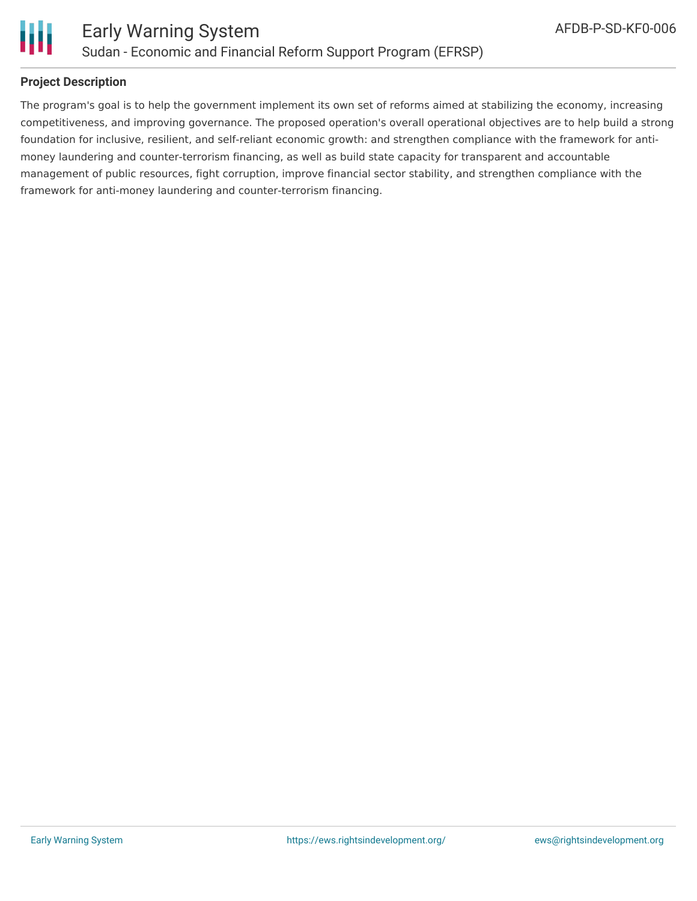## Project Description

The program's goal is to help the government implement its own set of reforms aimed at stabilizing the economy, increasing competitiveness, and improving governance. The proposed operation's overall operational objectives are to help build a strong foundation for inclusive, resilient, and self-reliant economic growth: and strengthen compliance with the framework for anti-money laundering and counter-terrorism financing, as well as build state capacity for transparent and accountable management of public resources, fight corruption, improve financial sector stability, and strengthen compliance with the framework for anti-money laundering and counter-terrorism financing.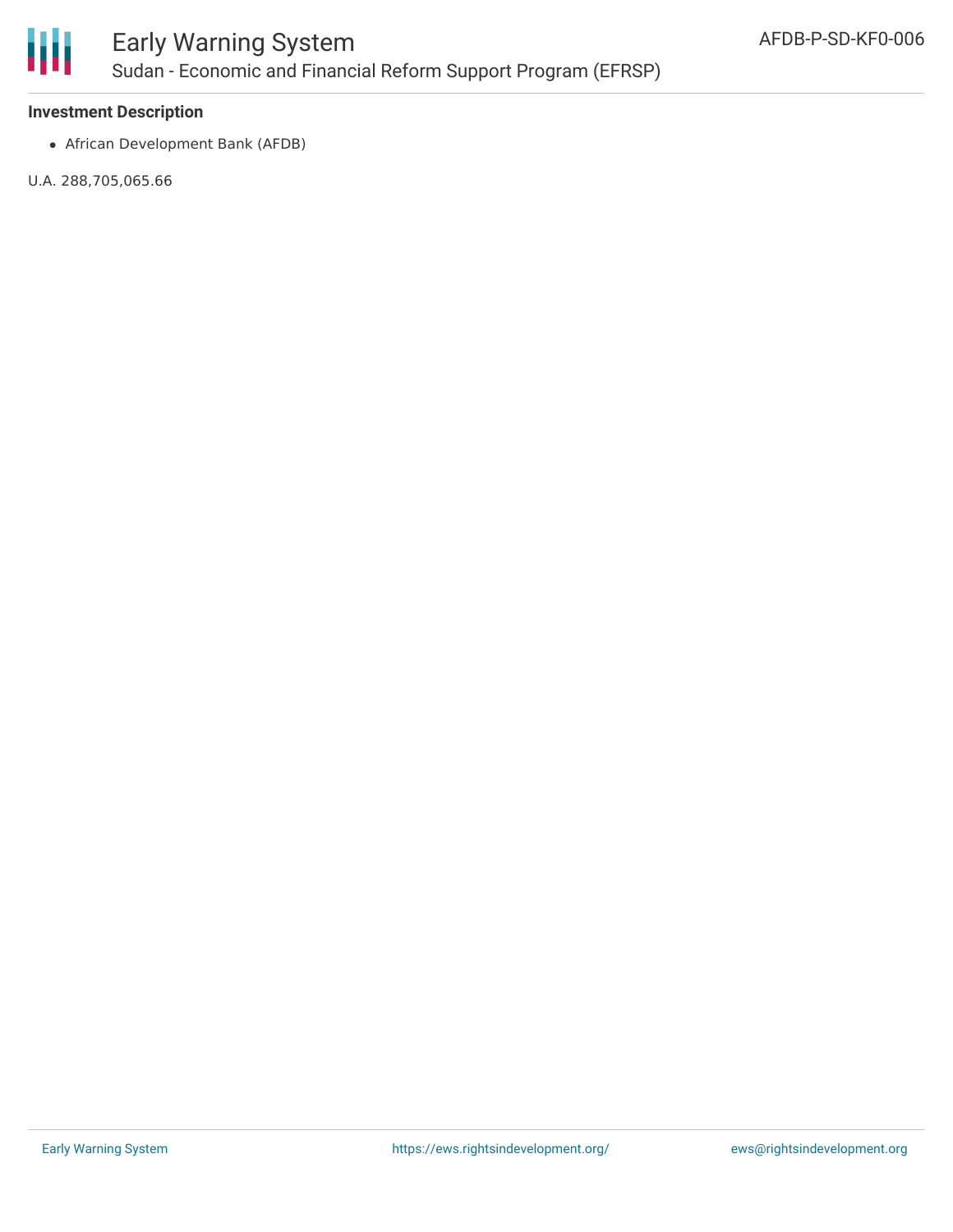**Investment Description**

- African Development Bank (AFDB)

U.A. 288,705,065.66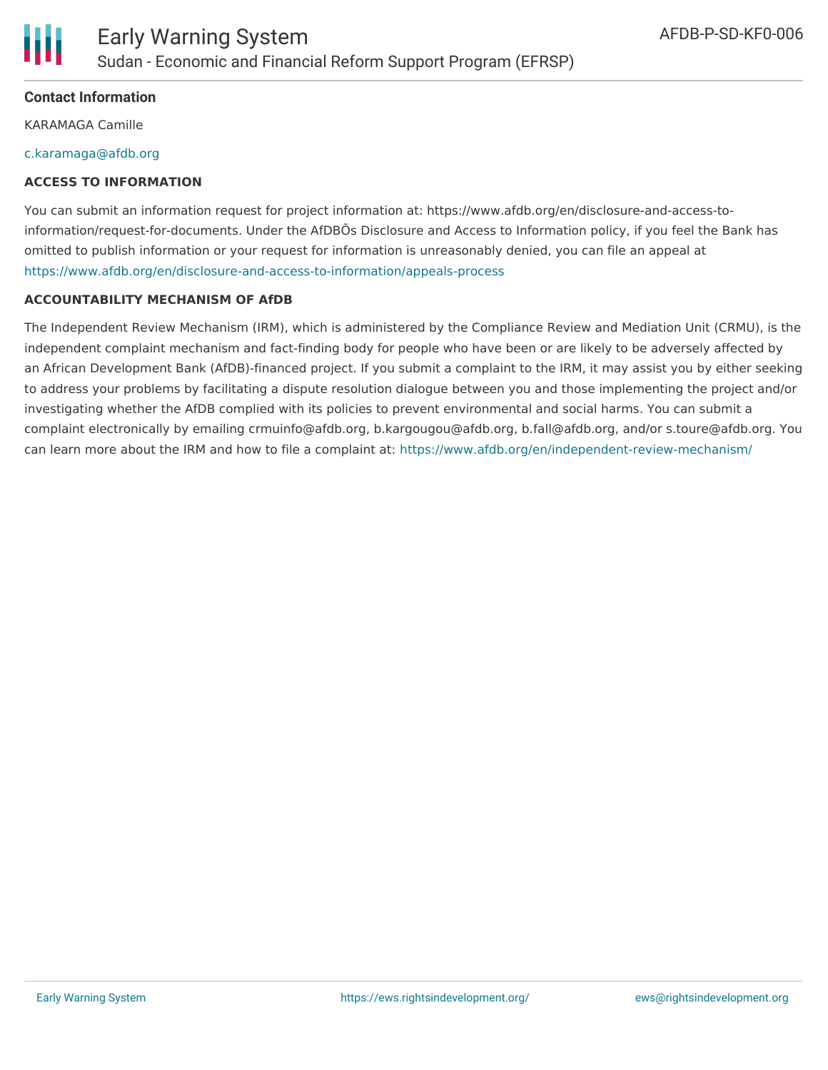**Contact Information**

KARAMAGA Camille

c.karamaga@afdb.org

**ACCESS TO INFORMATION**

You can submit an information request for project information at: https://www.afdb.org/en/disclosure-and-access-to-information/request-for-documents. Under the AfDBÕs Disclosure and Access to Information policy, if you feel the Bank has omitted to publish information or your request for information is unreasonably denied, you can file an appeal at https://www.afdb.org/en/disclosure-and-access-to-information/appeals-process

**ACCOUNTABILITY MECHANISM OF AfDB**

The Independent Review Mechanism (IRM), which is administered by the Compliance Review and Mediation Unit (CRMU), is the independent complaint mechanism and fact-finding body for people who have been or are likely to be adversely affected by an African Development Bank (AfDB)-financed project. If you submit a complaint to the IRM, it may assist you by either seeking to address your problems by facilitating a dispute resolution dialogue between you and those implementing the project and/or investigating whether the AfDB complied with its policies to prevent environmental and social harms. You can submit a complaint electronically by emailing crmuinfo@afdb.org, b.kargougou@afdb.org, b.fall@afdb.org, and/or s.toure@afdb.org. You can learn more about the IRM and how to file a complaint at: https://www.afdb.org/en/independent-review-mechanism/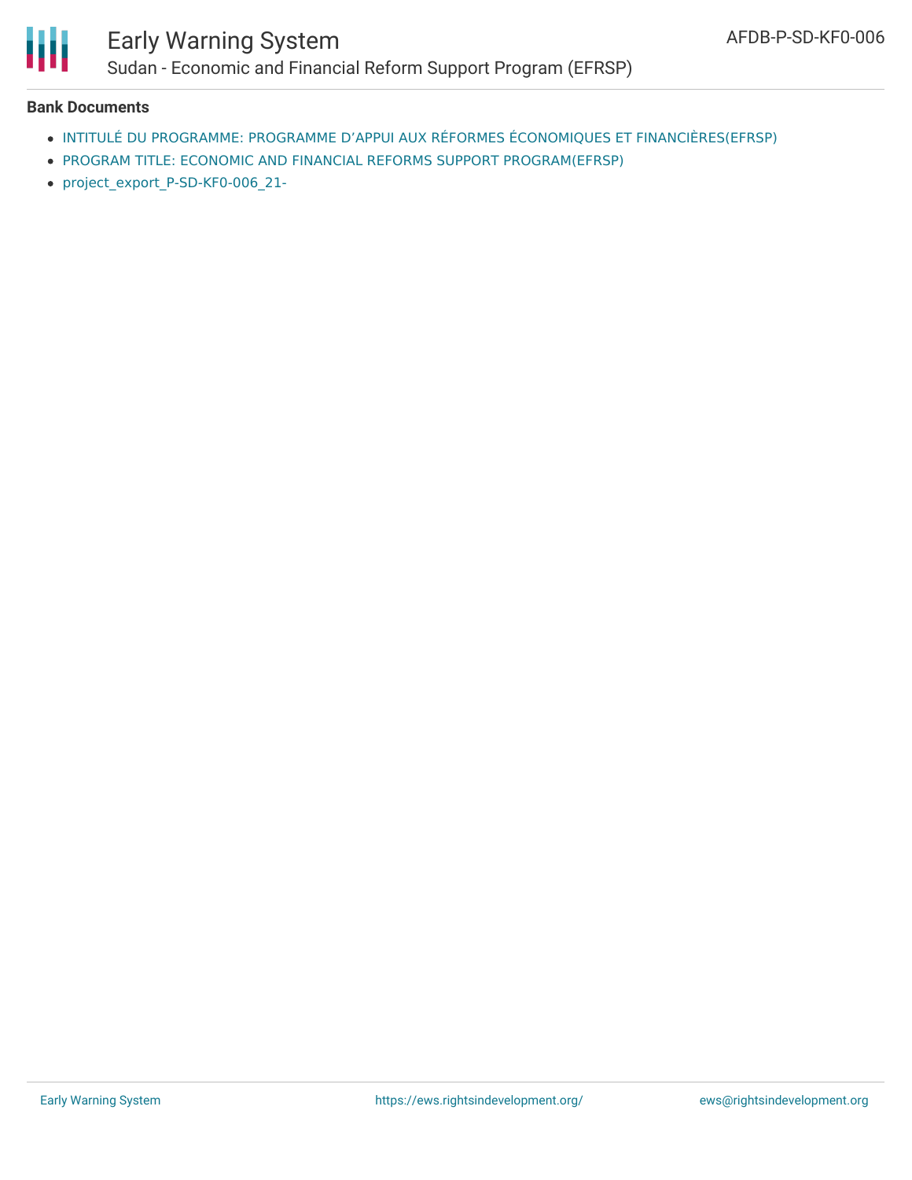**Bank Documents**

- INTITULÉ DU PROGRAMME: PROGRAMME D'APPUI AUX RÉFORMES ÉCONOMIQUES ET FINANCIÈRES(EFRSP)
- PROGRAM TITLE: ECONOMIC AND FINANCIAL REFORMS SUPPORT PROGRAM(EFRSP)
- project_export_P-SD-KF0-006_21-